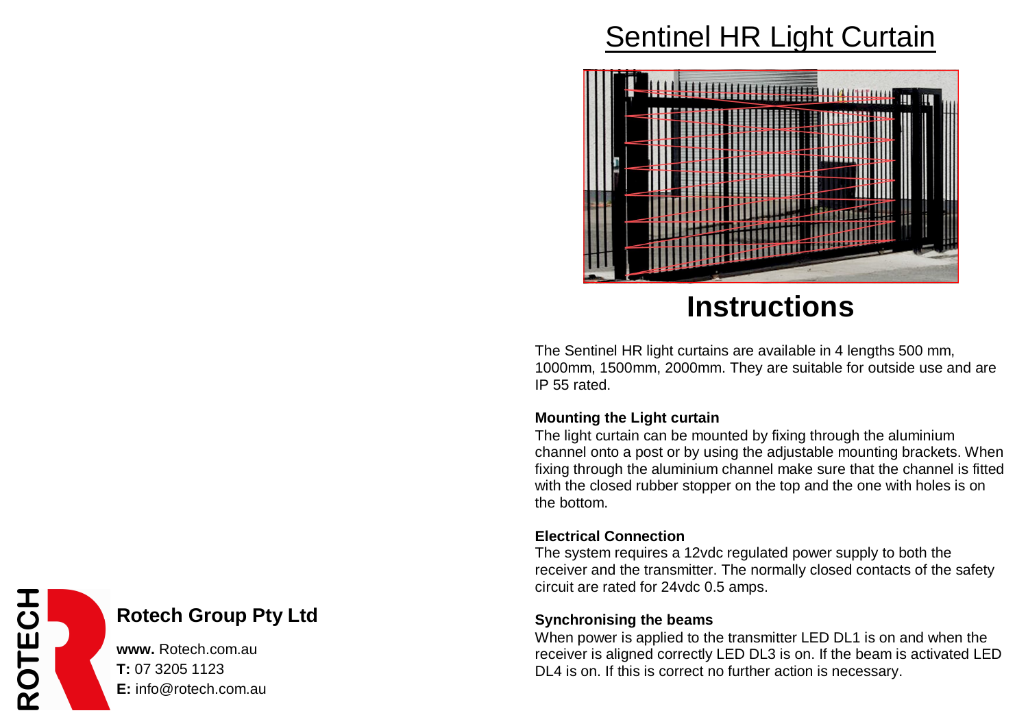**Rotech Group Pty Ltd**

**www.** Rotech.com.au
**T:** 07 3205 1123
**E:** info@rotech.com.au

# Sentinel HR Light Curtain

# Instructions

The Sentinel HR light curtains are available in 4 lengths 500 mm, 1000mm, 1500mm, 2000mm. They are suitable for outside use and are IP 55 rated.

**Mounting the Light curtain**

The light curtain can be mounted by fixing through the aluminium channel onto a post or by using the adjustable mounting brackets. When fixing through the aluminium channel make sure that the channel is fitted with the closed rubber stopper on the top and the one with holes is on the bottom.

**Electrical Connection**

The system requires a 12vdc regulated power supply to both the receiver and the transmitter. The normally closed contacts of the safety circuit are rated for 24vdc 0.5 amps.

**Synchronising the beams**

When power is applied to the transmitter LED DL1 is on and when the receiver is aligned correctly LED DL3 is on. If the beam is activated LED DL4 is on. If this is correct no further action is necessary.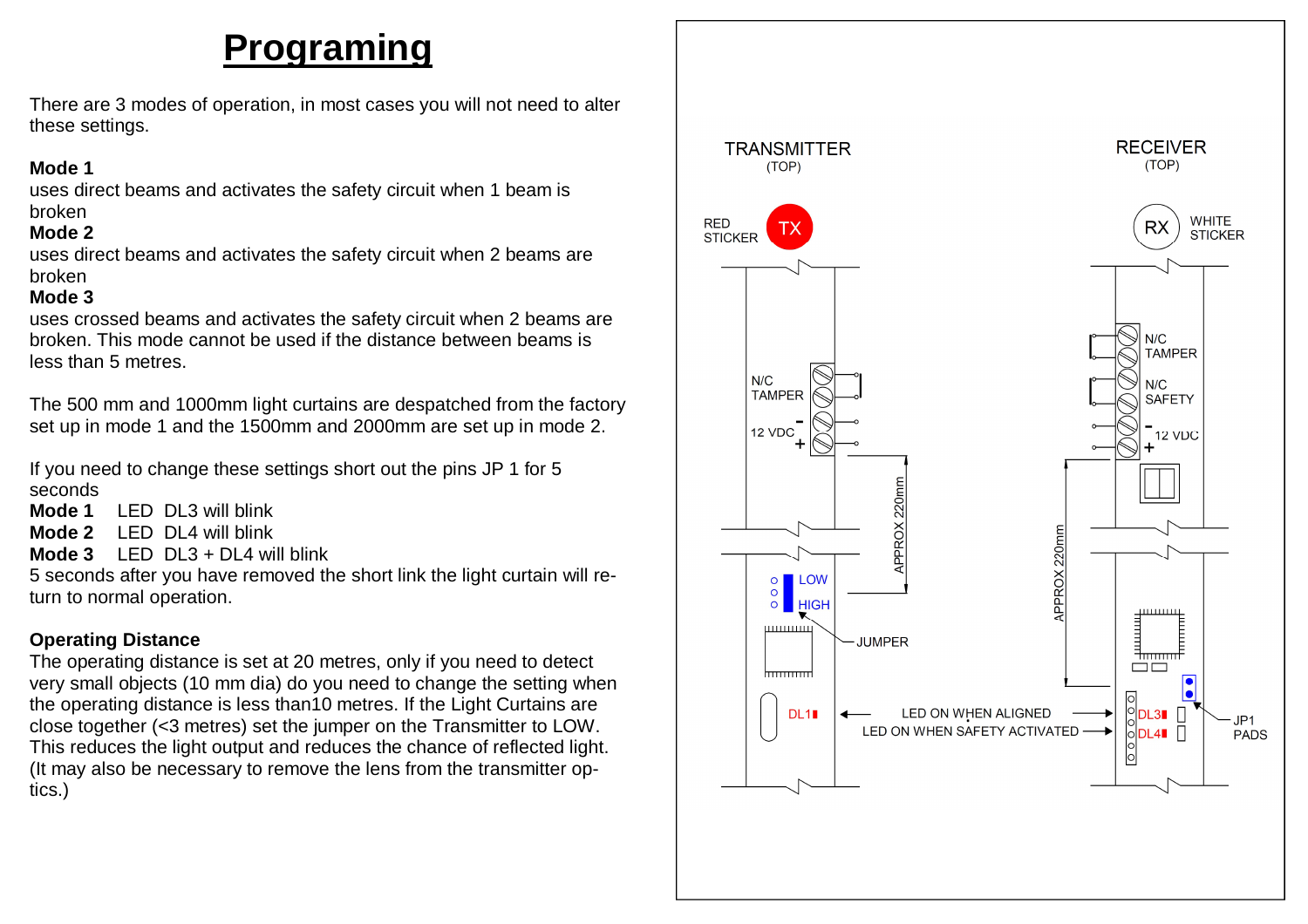# Programing

There are 3 modes of operation, in most cases you will not need to alter these settings.

**Mode 1**
uses direct beams and activates the safety circuit when 1 beam is broken

**Mode 2**
uses direct beams and activates the safety circuit when 2 beams are broken

**Mode 3**
uses crossed beams and activates the safety circuit when 2 beams are broken. This mode cannot be used if the distance between beams is less than 5 metres.

The 500 mm and 1000mm light curtains are despatched from the factory set up in mode 1 and the 1500mm and 2000mm are set up in mode 2.

If you need to change these settings short out the pins JP 1 for 5 seconds

**Mode 1** LED DL3 will blink
**Mode 2** LED DL4 will blink
**Mode 3** LED DL3 + DL4 will blink

5 seconds after you have removed the short link the light curtain will re-turn to normal operation.

**Operating Distance**

The operating distance is set at 20 metres, only if you need to detect very small objects (10 mm dia) do you need to change the setting when the operating distance is less than10 metres. If the Light Curtains are close together (<3 metres) set the jumper on the Transmitter to LOW. This reduces the light output and reduces the chance of reflected light. (It may also be necessary to remove the lens from the transmitter op-tics.)

TRANSMITTER
(TOP)

RED STICKER
TX

N/C TAMPER
12 VDC
-
+

APPROX 220mm

LOW
HIGH

JUMPER

DL1

RECEIVER
(TOP)

RX
WHITE STICKER

N/C TAMPER
N/C SAFETY
-
12 VDC
+

APPROX 220mm

LED ON WHEN ALIGNED
LED ON WHEN SAFETY ACTIVATED

DL3
DL4

JP1 PADS